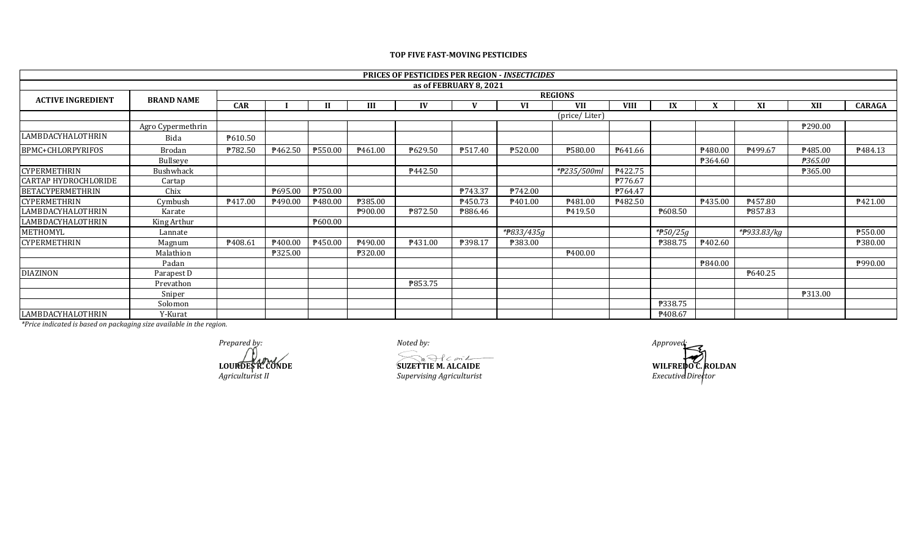**TOP FIVE FAST-MOVING PESTICIDES**

| PRICES OF PESTICIDES PER REGION - *INSECTICIDES* | | | | | | | | | | | | | | | |
|---|---|---|---|---|---|---|---|---|---|---|---|---|---|---|---|
| as of FEBRUARY 8, 2021 | | | | | | | | | | | | | | | |
| ACTIVE INGREDIENT | BRAND NAME | REGIONS | | | | | | | | | | | | | |
| | | CAR | I | II | III | IV | V | VI | VII | VIII | IX | X | XI | XII | CARAGA |
| | | | (price/ Liter) | | | | | | | | | | | | |
| | Agro Cypermethrin | | | | | | | | | | | | | ₱290.00 | |
| LAMBDACYHALOTHRIN | Bida | ₱610.50 | | | | | | | | | | | | | |
| BPMC+CHLORPYRIFOS | Brodan | ₱782.50 | ₱462.50 | ₱550.00 | ₱461.00 | ₱629.50 | ₱517.40 | ₱520.00 | ₱580.00 | ₱641.66 | | ₱480.00 | ₱499.67 | ₱485.00 | ₱484.13 |
| | Bullseye | | | | | | | | | | | ₱364.60 | | *₱365.00* | |
| CYPERMETHRIN | Bushwhack | | | | | ₱442.50 | | | *₱235/500ml | ₱422.75 | | | | ₱365.00 | |
| CARTAP HYDROCHLORIDE | Cartap | | | | | | | | | ₱776.67 | | | | | |
| BETACYPERMETHRIN | Chix | | ₱695.00 | ₱750.00 | | | ₱743.37 | ₱742.00 | | ₱764.47 | | | | | |
| CYPERMETHRIN | Cymbush | ₱417.00 | ₱490.00 | ₱480.00 | ₱385.00 | | ₱450.73 | ₱401.00 | ₱481.00 | ₱482.50 | | ₱435.00 | ₱457.80 | | ₱421.00 |
| LAMBDACYHALOTHRIN | Karate | | | | ₱900.00 | ₱872.50 | ₱886.46 | | ₱419.50 | | ₱608.50 | | ₱857.83 | | |
| LAMBDACYHALOTHRIN | King Arthur | | | ₱600.00 | | | | | | | | | | | |
| METHOMYL | Lannate | | | | | | | *₱833/435g | | | *₱50/25g | | *₱933.83/kg | | ₱550.00 |
| CYPERMETHRIN | Magnum | ₱408.61 | ₱400.00 | ₱450.00 | ₱490.00 | ₱431.00 | ₱398.17 | ₱383.00 | | | ₱388.75 | ₱402.60 | | | ₱380.00 |
| | Malathion | | ₱325.00 | | ₱320.00 | | | | ₱400.00 | | | | | | |
| | Padan | | | | | | | | | | | ₱840.00 | | | ₱990.00 |
| DIAZINON | Parapest D | | | | | | | | | | | | ₱640.25 | | |
| | Prevathon | | | | | ₱853.75 | | | | | | | | | |
| | Sniper | | | | | | | | | | | | | ₱313.00 | |
| | Solomon | | | | | | | | | | ₱338.75 | | | | |
| LAMBDACYHALOTHRIN | Y-Kurat | | | | | | | | | | ₱408.67 | | | | |

*\*Price indicated is based on packaging size available in the region.*

*Prepared by:*
**LOURDES R. CONDE**
*Agriculturist II*

*Noted by:*
**SUZETTIE M. ALCAIDE**
*Supervising Agriculturist*

*Approved:*
**WILFREDO C. ROLDAN**
*Executive Director*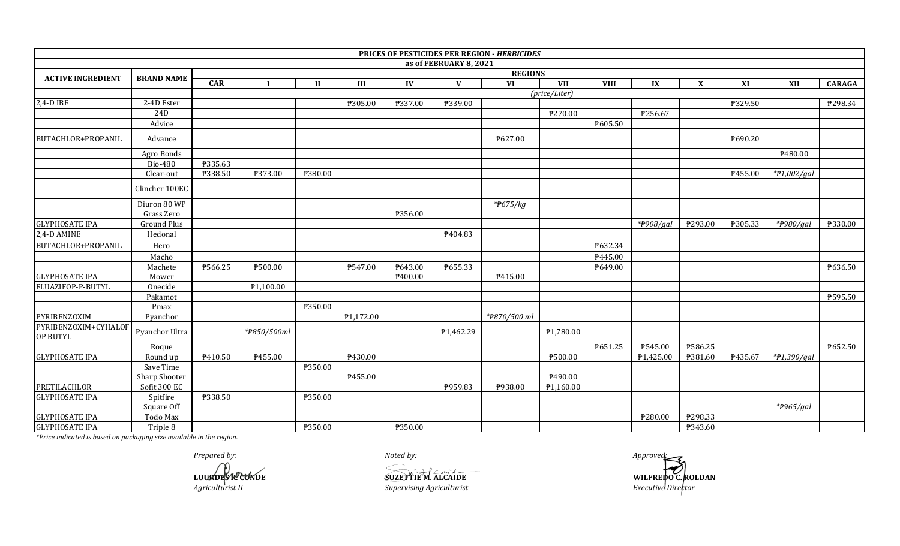# PRICES OF PESTICIDES PER REGION - *HERBICIDES*

## as of FEBRUARY 8, 2021

| ACTIVE INGREDIENT | BRAND NAME | REGIONS | | | | | | | | | | | | | |
|---|---|---|---|---|---|---|---|---|---|---|---|---|---|---|---|
| | | CAR | I | II | III | IV | V | VI | VII | VIII | IX | X | XI | XII | CARAGA |
| | | | *(price/Liter)* | | | | | | | | | | | | |
| 2,4-D IBE | 2-4D Ester | | | | ₱305.00 | ₱337.00 | ₱339.00 | | | | | | ₱329.50 | | ₱298.34 |
| | 24D | | | | | | | | ₱270.00 | | ₱256.67 | | | | |
| | Advice | | | | | | | | | ₱605.50 | | | | | |
| BUTACHLOR+PROPANIL | Advance | | | | | | | ₱627.00 | | | | | ₱690.20 | | |
| | Agro Bonds | | | | | | | | | | | | | ₱480.00 | |
| | Bio-480 | ₱335.63 | | | | | | | | | | | | | |
| | Clear-out | ₱338.50 | ₱373.00 | ₱380.00 | | | | | | | | | ₱455.00 | *₱1,002/gal* | |
| | Clincher 100EC | | | | | | | | | | | | | | |
| | Diuron 80 WP | | | | | | | *₱675/kg* | | | | | | | |
| | Grass Zero | | | | | ₱356.00 | | | | | | | | | |
| GLYPHOSATE IPA | Ground Plus | | | | | | | | | | *₱908/gal* | ₱293.00 | ₱305.33 | *₱980/gal* | ₱330.00 |
| 2,4-D AMINE | Hedonal | | | | | | ₱404.83 | | | | | | | | |
| BUTACHLOR+PROPANIL | Hero | | | | | | | | | ₱632.34 | | | | | |
| | Macho | | | | | | | | | ₱445.00 | | | | | |
| | Machete | ₱566.25 | ₱500.00 | | ₱547.00 | ₱643.00 | ₱655.33 | | | ₱649.00 | | | | | ₱636.50 |
| GLYPHOSATE IPA | Mower | | | | | ₱400.00 | | ₱415.00 | | | | | | | |
| FLUAZIFOP-P-BUTYL | Onecide | | ₱1,100.00 | | | | | | | | | | | | |
| | Pakamot | | | | | | | | | | | | | | ₱595.50 |
| | Pmax | | | ₱350.00 | | | | | | | | | | | |
| PYRIBENZOXIM | Pyanchor | | | | ₱1,172.00 | | | *₱870/500 ml* | | | | | | | |
| PYRIBENZOXIM+CYHALOF OP BUTYL | Pyanchor Ultra | | *₱850/500ml* | | | | ₱1,462.29 | | ₱1,780.00 | | | | | | |
| | Roque | | | | | | | | | ₱651.25 | ₱545.00 | ₱586.25 | | | ₱652.50 |
| GLYPHOSATE IPA | Round up | ₱410.50 | ₱455.00 | | ₱430.00 | | | | ₱500.00 | | ₱1,425.00 | ₱381.60 | ₱435.67 | *₱1,390/gal* | |
| | Save Time | | | ₱350.00 | | | | | | | | | | | |
| | Sharp Shooter | | | | ₱455.00 | | | | ₱490.00 | | | | | | |
| PRETILACHLOR | Sofit 300 EC | | | | | | ₱959.83 | ₱938.00 | ₱1,160.00 | | | | | | |
| GLYPHOSATE IPA | Spitfire | ₱338.50 | | ₱350.00 | | | | | | | | | | | |
| | Square Off | | | | | | | | | | | | | *₱965/gal* | |
| GLYPHOSATE IPA | Todo Max | | | | | | | | | | ₱280.00 | ₱298.33 | | | |
| GLYPHOSATE IPA | Triple 8 | | | ₱350.00 | | ₱350.00 | | | | | | ₱343.60 | | | |

*\*Price indicated is based on packaging size available in the region.*

*Prepared by:*
**LOURDES R. CONDE**
*Agriculturist II*

*Noted by:*
**SUZETTIE M. ALCAIDE**
*Supervising Agriculturist*

*Approved:*
**WILFREDO C. ROLDAN**
*Executive Director*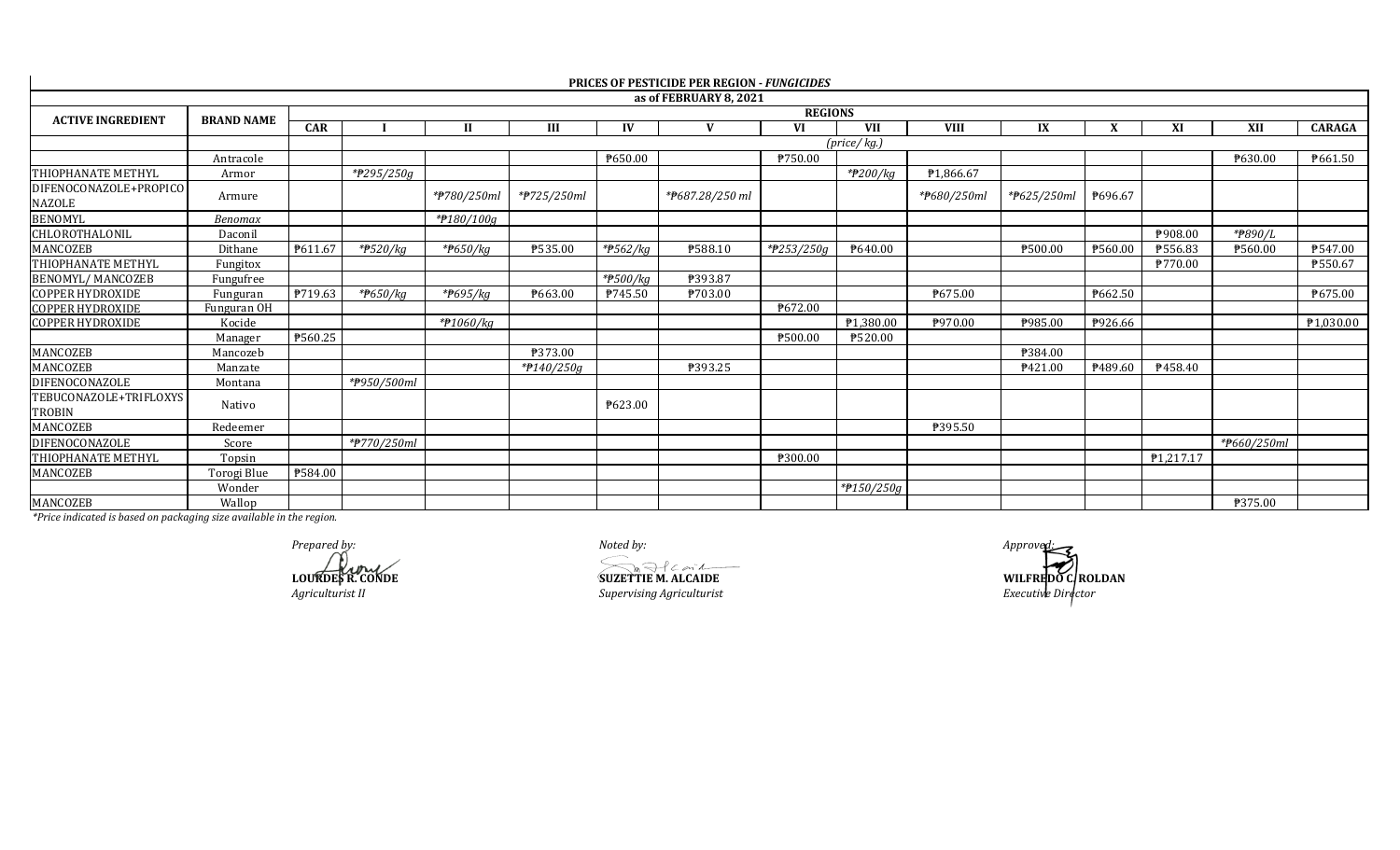**PRICES OF PESTICIDE PER REGION - *FUNGICIDES***

**as of FEBRUARY 8, 2021**

| ACTIVE INGREDIENT | BRAND NAME | REGIONS | | | | | | | | | | | | | |
|---|---|---|---|---|---|---|---|---|---|---|---|---|---|---|---|
| | | CAR | I | II | III | IV | V | VI | VII | VIII | IX | X | XI | XII | CARAGA |
| | | | *(price/ kg.)* | | | | | | | | | | | | |
| | Antracole | | | | | ₱650.00 | | ₱750.00 | | | | | | ₱630.00 | ₱661.50 |
| THIOPHANATE METHYL | Armor | | *₱295/250g* | | | | | | *₱200/kg* | ₱1,866.67 | | | | | |
| DIFENOCONAZOLE+PROPICONAZOLE | Armure | | | *₱780/250ml* | *₱725/250ml* | | *₱687.28/250 ml* | | | *₱680/250ml* | *₱625/250ml* | ₱696.67 | | | |
| BENOMYL | *Benomax* | | | *₱180/100g* | | | | | | | | | | | |
| CHLOROTHALONIL | Daconil | | | | | | | | | | | | ₱908.00 | *₱890/L* | |
| MANCOZEB | Dithane | ₱611.67 | *₱520/kg* | *₱650/kg* | ₱535.00 | *₱562/kg* | ₱588.10 | *₱253/250g* | ₱640.00 | | ₱500.00 | ₱560.00 | ₱556.83 | ₱560.00 | ₱547.00 |
| THIOPHANATE METHYL | Fungitox | | | | | | | | | | | | ₱770.00 | | ₱550.67 |
| BENOMYL/ MANCOZEB | Fungufree | | | | | *₱500/kg* | ₱393.87 | | | | | | | | |
| COPPER HYDROXIDE | Funguran | ₱719.63 | *₱650/kg* | *₱695/kg* | ₱663.00 | ₱745.50 | ₱703.00 | | | ₱675.00 | | ₱662.50 | | | ₱675.00 |
| COPPER HYDROXIDE | Funguran OH | | | | | | | ₱672.00 | | | | | | | |
| COPPER HYDROXIDE | Kocide | | | *₱1060/kg* | | | | | ₱1,380.00 | ₱970.00 | ₱985.00 | ₱926.66 | | | ₱1,030.00 |
| | Manager | ₱560.25 | | | | | | ₱500.00 | ₱520.00 | | | | | | |
| MANCOZEB | Mancozeb | | | | ₱373.00 | | | | | | ₱384.00 | | | | |
| MANCOZEB | Manzate | | | | *₱140/250g* | | ₱393.25 | | | | ₱421.00 | ₱489.60 | ₱458.40 | | |
| DIFENOCONAZOLE | Montana | | *₱950/500ml* | | | | | | | | | | | | |
| TEBUCONAZOLE+TRIFLOXYSTROBIN | Nativo | | | | | ₱623.00 | | | | | | | | | |
| MANCOZEB | Redeemer | | | | | | | | | ₱395.50 | | | | | |
| DIFENOCONAZOLE | Score | | *₱770/250ml* | | | | | | | | | | | *₱660/250ml* | |
| THIOPHANATE METHYL | Topsin | | | | | | | ₱300.00 | | | | | ₱1,217.17 | | |
| MANCOZEB | Torogi Blue | ₱584.00 | | | | | | | | | | | | | |
| | Wonder | | | | | | | | *₱150/250g* | | | | | | |
| MANCOZEB | Wallop | | | | | | | | | | | | | ₱375.00 | |

*\*Price indicated is based on packaging size available in the region.*

*Prepared by:*
**LOURDES R. CONDE**
*Agriculturist II*

*Noted by:*
**SUZETTIE M. ALCAIDE**
*Supervising Agriculturist*

*Approved:*
**WILFREDO C. ROLDAN**
*Executive Director*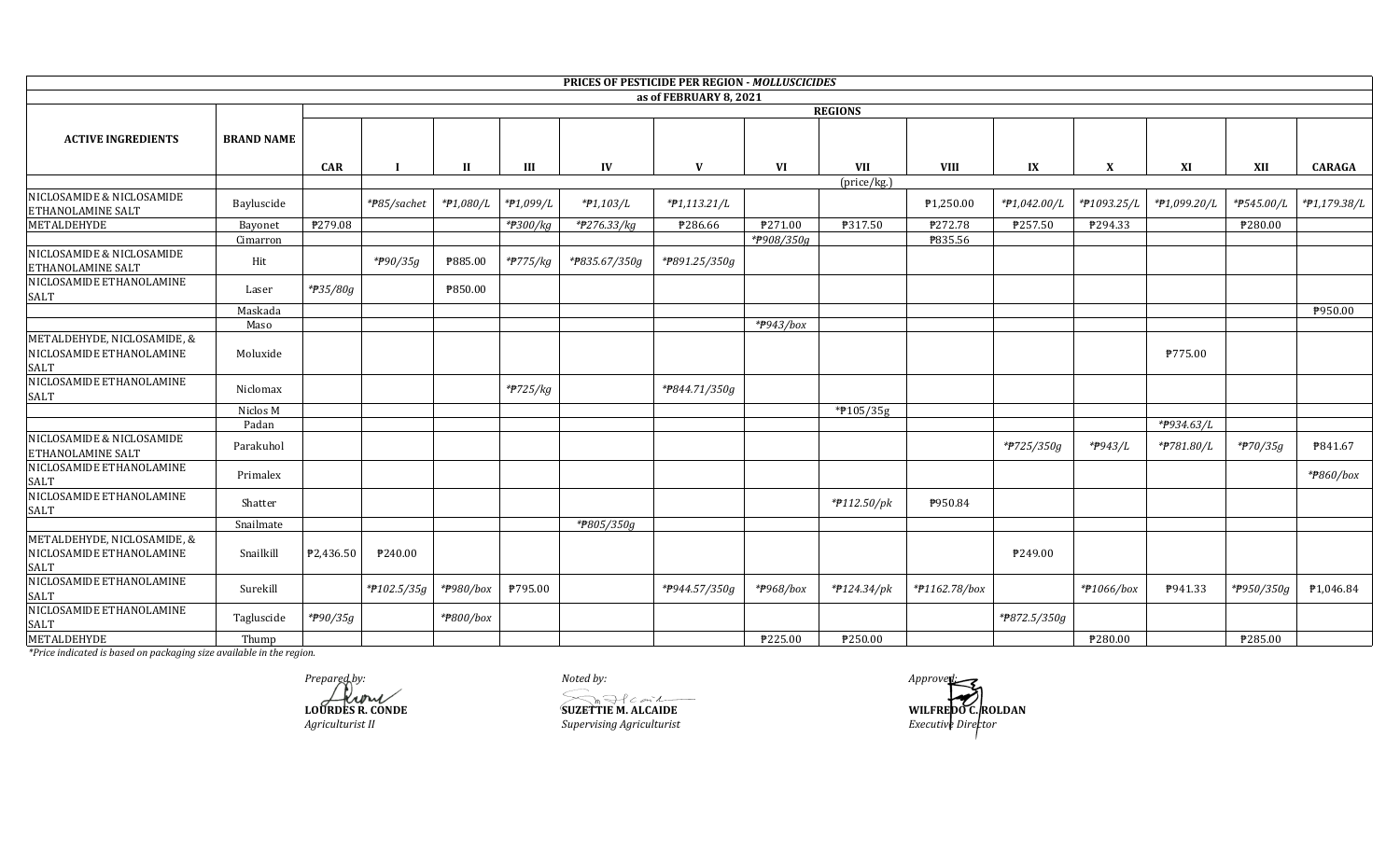| PRICES OF PESTICIDE PER REGION - *MOLLUSCICIDES* | | | | | | | | | | | | | | | | |
|---|---|---|---|---|---|---|---|---|---|---|---|---|---|---|---|---|
| as of FEBRUARY 8, 2021 | | | | | | | | | | | | | | | | |
| **ACTIVE INGREDIENTS** | **BRAND NAME** | **REGIONS** | | | | | | | | | | | | | | |
| | | **CAR** | **I** | **II** | **III** | **IV** | **V** | **VI** | **VII** | **VIII** | **IX** | **X** | **XI** | **XII** | **CARAGA** |
| | | (price/kg.) | | | | | | | | | | | | | | |
| NICLOSAMIDE & NICLOSAMIDE ETHANOLAMINE SALT | Bayluscide | | *₱85/sachet* | *₱1,080/L* | *₱1,099/L* | *₱1,103/L* | *₱1,113.21/L* | | | ₱1,250.00 | *₱1,042.00/L* | *₱1093.25/L* | *₱1,099.20/L* | *₱545.00/L* | *₱1,179.38/L* |
| METALDEHYDE | Bayonet | ₱279.08 | | | *₱300/kg* | *₱276.33/kg* | ₱286.66 | ₱271.00 | ₱317.50 | ₱272.78 | ₱257.50 | ₱294.33 | | ₱280.00 | |
| | Cimarron | | | | | | | *₱908/350g* | | ₱835.56 | | | | | |
| NICLOSAMIDE & NICLOSAMIDE ETHANOLAMINE SALT | Hit | | *₱90/35g* | ₱885.00 | *₱775/kg* | *₱835.67/350g* | *₱891.25/350g* | | | | | | | | |
| NICLOSAMIDE ETHANOLAMINE SALT | Laser | *₱35/80g* | | ₱850.00 | | | | | | | | | | | |
| | Maskada | | | | | | | | | | | | | | ₱950.00 |
| | Maso | | | | | | | *₱943/box* | | | | | | | |
| METALDEHYDE, NICLOSAMIDE, & NICLOSAMIDE ETHANOLAMINE SALT | Moluxide | | | | | | | | | | | | ₱775.00 | | |
| NICLOSAMIDE ETHANOLAMINE SALT | Niclomax | | | | *₱725/kg* | | *₱844.71/350g* | | | | | | | | |
| | Niclos M | | | | | | | | *₱105/35g | | | | | | |
| | Padan | | | | | | | | | | | | *₱934.63/L* | | |
| NICLOSAMIDE & NICLOSAMIDE ETHANOLAMINE SALT | Parakuhol | | | | | | | | | | *₱725/350g* | *₱943/L* | *₱781.80/L* | *₱70/35g* | ₱841.67 |
| NICLOSAMIDE ETHANOLAMINE SALT | Primalex | | | | | | | | | | | | | | *₱860/box* |
| NICLOSAMIDE ETHANOLAMINE SALT | Shatter | | | | | | | | *₱112.50/pk* | ₱950.84 | | | | | |
| | Snailmate | | | | | *₱805/350g* | | | | | | | | | |
| METALDEHYDE, NICLOSAMIDE, & NICLOSAMIDE ETHANOLAMINE SALT | Snailkill | ₱2,436.50 | ₱240.00 | | | | | | | | ₱249.00 | | | | |
| NICLOSAMIDE ETHANOLAMINE SALT | Surekill | | *₱102.5/35g* | *₱980/box* | ₱795.00 | | *₱944.57/350g* | *₱968/box* | *₱124.34/pk* | *₱1162.78/box* | | *₱1066/box* | ₱941.33 | *₱950/350g* | ₱1,046.84 |
| NICLOSAMIDE ETHANOLAMINE SALT | Tagluscide | *₱90/35g* | | *₱800/box* | | | | | | | *₱872.5/350g* | | | | |
| METALDEHYDE | Thump | | | | | | | ₱225.00 | ₱250.00 | | | ₱280.00 | | ₱285.00 | |

*\*Price indicated is based on packaging size available in the region.*

*Prepared by:*
**LOURDES R. CONDE**
*Agriculturist II*

*Noted by:*
**SUZETTIE M. ALCAIDE**
*Supervising Agriculturist*

*Approved:*
**WILFREDO C. ROLDAN**
*Executive Director*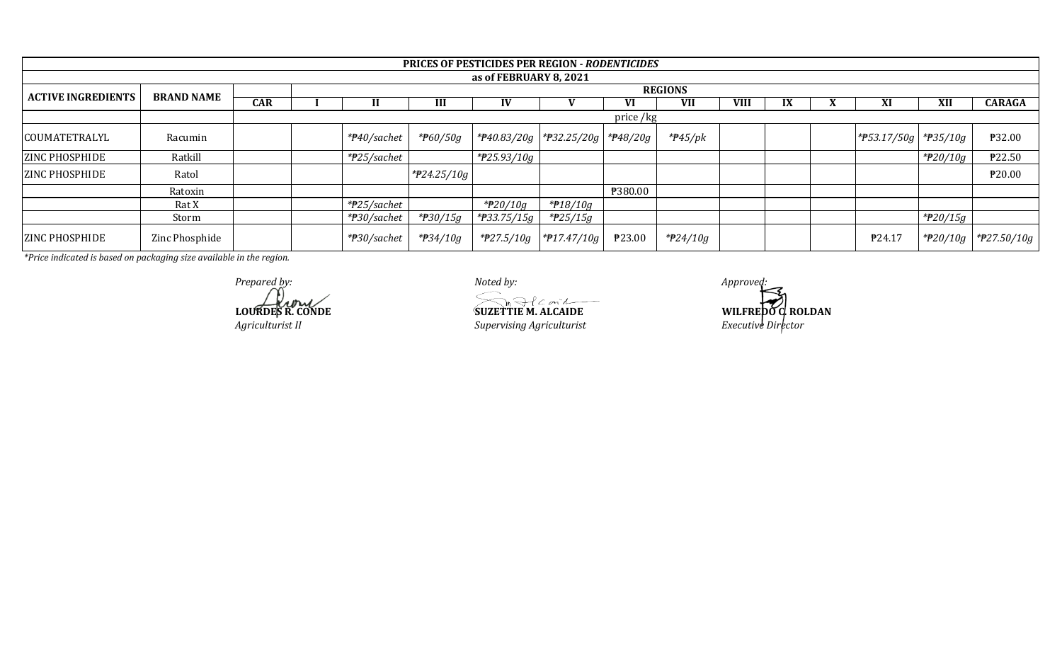| PRICES OF PESTICIDES PER REGION - *RODENTICIDES* | | | | | | | | | | | | | | | | | |
|---|---|---|---|---|---|---|---|---|---|---|---|---|---|---|---|---|---|
| as of FEBRUARY 8, 2021 | | | | | | | | | | | | | | | | | |
| ACTIVE INGREDIENTS | BRAND NAME | | REGIONS | | | | | | | | | | | | | | |
| | | CAR | I | II | III | IV | V | VI | VII | VIII | IX | X | XI | XII | CARAGA |
| | | price /kg | | | | | | | | | | | | | |
| COUMATETRALYL | Racumin | | | *₱40/sachet | *₱60/50g | *₱40.83/20g | *₱32.25/20g | *₱48/20g | *₱45/pk | | | | *₱53.17/50g | *₱35/10g | ₱32.00 |
| ZINC PHOSPHIDE | Ratkill | | | *₱25/sachet | | *₱25.93/10g | | | | | | | | *₱20/10g | ₱22.50 |
| ZINC PHOSPHIDE | Ratol | | | | *₱24.25/10g | | | | | | | | | | ₱20.00 |
| | Ratoxin | | | | | | | ₱380.00 | | | | | | | |
| | Rat X | | | *₱25/sachet | | *₱20/10g | *₱18/10g | | | | | | | | |
| | Storm | | | *₱30/sachet | *₱30/15g | *₱33.75/15g | *₱25/15g | | | | | | | *₱20/15g | |
| ZINC PHOSPHIDE | Zinc Phosphide | | | *₱30/sachet | *₱34/10g | *₱27.5/10g | *₱17.47/10g | ₱23.00 | *₱24/10g | | | | ₱24.17 | *₱20/10g | *₱27.50/10g |

*\*Price indicated is based on packaging size available in the region.*

*Prepared by:*

**LOURDES R. CONDE**
*Agriculturist II*

*Noted by:*

**SUZETTIE M. ALCAIDE**
*Supervising Agriculturist*

*Approved:*

**WILFREDO C. ROLDAN**
*Executive Director*